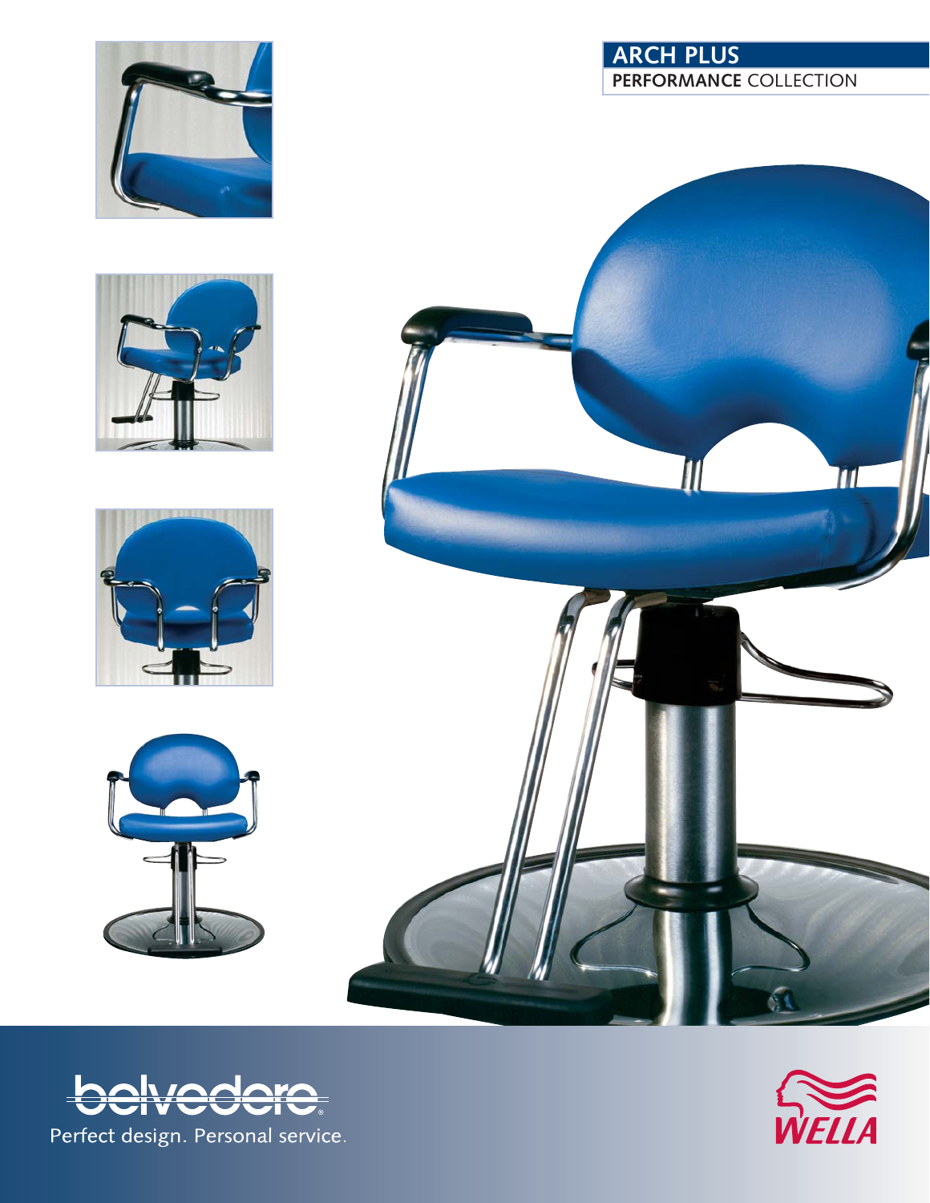# ARCH PLUS

**PERFORMANCE** COLLECTION

belvedere®

Perfect design. Personal service.

WELLA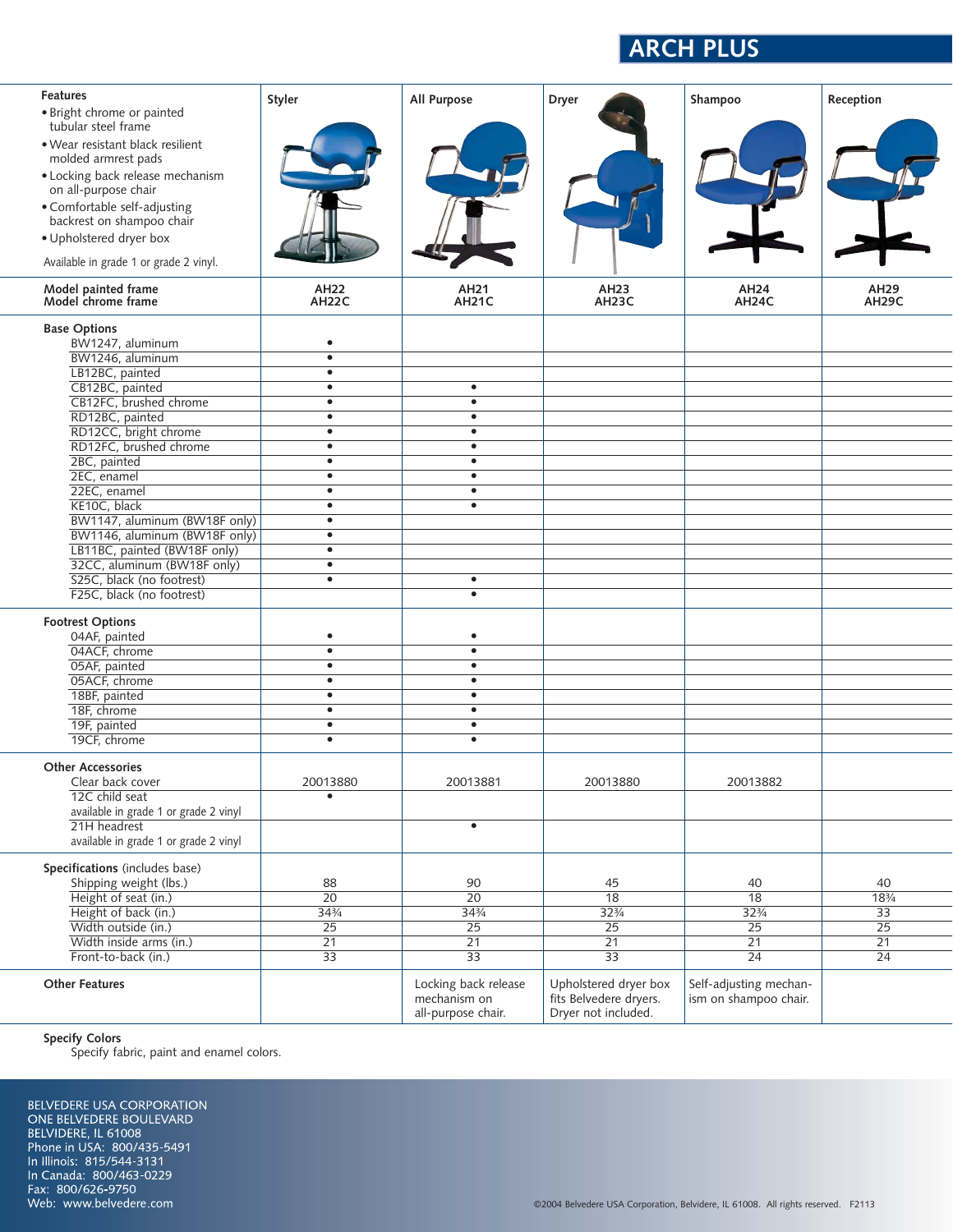# ARCH PLUS

| Features | Styler | All Purpose | Dryer | Shampoo | Reception |
|---|---|---|---|---|---|
| • Bright chrome or painted tubular steel frame<br>• Wear resistant black resilient molded armrest pads<br>• Locking back release mechanism on all-purpose chair<br>• Comfortable self-adjusting backrest on shampoo chair<br>• Upholstered dryer box<br><br>Available in grade 1 or grade 2 vinyl. | | | | | |
| **Model painted frame**<br>**Model chrome frame** | **AH22**<br>**AH22C** | **AH21**<br>**AH21C** | **AH23**<br>**AH23C** | **AH24**<br>**AH24C** | **AH29**<br>**AH29C** |
| **Base Options** | | | | | |
| BW1247, aluminum | • | | | | |
| BW1246, aluminum | • | | | | |
| LB12BC, painted | • | | | | |
| CB12BC, painted | • | • | | | |
| CB12FC, brushed chrome | • | • | | | |
| RD12BC, painted | • | • | | | |
| RD12CC, bright chrome | • | • | | | |
| RD12FC, brushed chrome | • | • | | | |
| 2BC, painted | • | • | | | |
| 2EC, enamel | • | • | | | |
| 22EC, enamel | • | • | | | |
| KE10C, black | • | • | | | |
| BW1147, aluminum (BW18F only) | • | | | | |
| BW1146, aluminum (BW18F only) | • | | | | |
| LB11BC, painted (BW18F only) | • | | | | |
| 32CC, aluminum (BW18F only) | • | | | | |
| S25C, black (no footrest) | • | • | | | |
| F25C, black (no footrest) | | • | | | |
| **Footrest Options** | | | | | |
| 04AF, painted | • | • | | | |
| 04ACF, chrome | • | • | | | |
| 05AF, painted | • | • | | | |
| 05ACF, chrome | • | • | | | |
| 18BF, painted | • | • | | | |
| 18F, chrome | • | • | | | |
| 19F, painted | • | • | | | |
| 19CF, chrome | • | • | | | |
| **Other Accessories** | | | | | |
| Clear back cover | 20013880 | 20013881 | 20013880 | 20013882 | |
| 12C child seat<br>available in grade 1 or grade 2 vinyl | • | | | | |
| 21H headrest<br>available in grade 1 or grade 2 vinyl | | • | | | |
| **Specifications** (includes base) | | | | | |
| Shipping weight (lbs.) | 88 | 90 | 45 | 40 | 40 |
| Height of seat (in.) | 20 | 20 | 18 | 18 | 18¾ |
| Height of back (in.) | 34¾ | 34¾ | 32¾ | 32¾ | 33 |
| Width outside (in.) | 25 | 25 | 25 | 25 | 25 |
| Width inside arms (in.) | 21 | 21 | 21 | 21 | 21 |
| Front-to-back (in.) | 33 | 33 | 33 | 24 | 24 |
| **Other Features** | | Locking back release mechanism on all-purpose chair. | Upholstered dryer box fits Belvedere dryers. Dryer not included. | Self-adjusting mechanism on shampoo chair. | |

**Specify Colors**
Specify fabric, paint and enamel colors.

BELVEDERE USA CORPORATION
ONE BELVEDERE BOULEVARD
BELVIDERE, IL 61008
Phone in USA: 800/435-5491
In Illinois: 815/544-3131
In Canada: 800/463-0229
Fax: 800/626-9750
Web: www.belvedere.com

©2004 Belvedere USA Corporation, Belvidere, IL 61008. All rights reserved. F2113